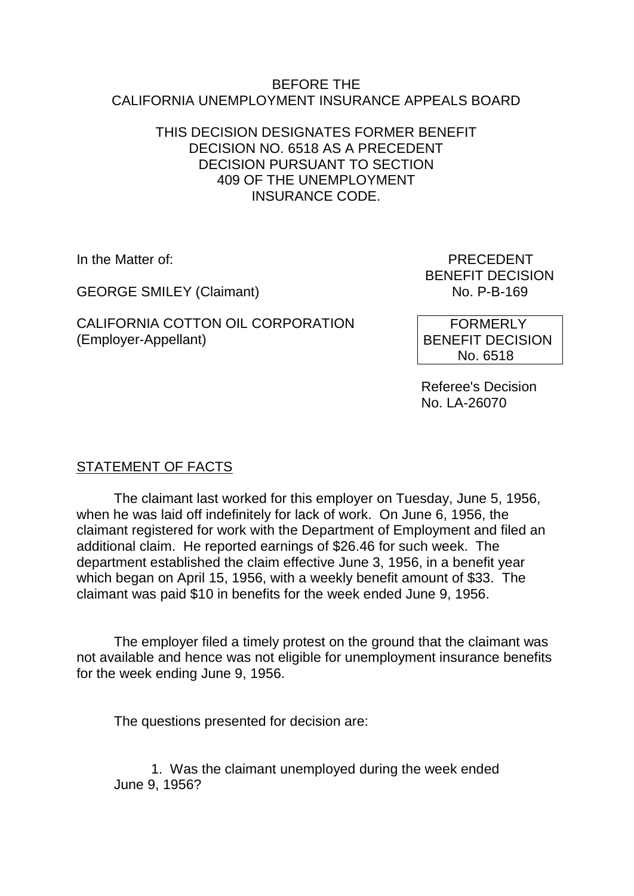BEFORE THE
CALIFORNIA UNEMPLOYMENT INSURANCE APPEALS BOARD

THIS DECISION DESIGNATES FORMER BENEFIT DECISION NO. 6518 AS A PRECEDENT DECISION PURSUANT TO SECTION 409 OF THE UNEMPLOYMENT INSURANCE CODE.

In the Matter of:

GEORGE SMILEY (Claimant)

CALIFORNIA COTTON OIL CORPORATION
(Employer-Appellant)

PRECEDENT
BENEFIT DECISION
No. P-B-169

FORMERLY
BENEFIT DECISION
No. 6518

Referee's Decision
No. LA-26070

STATEMENT OF FACTS

The claimant last worked for this employer on Tuesday, June 5, 1956, when he was laid off indefinitely for lack of work. On June 6, 1956, the claimant registered for work with the Department of Employment and filed an additional claim. He reported earnings of $26.46 for such week. The department established the claim effective June 3, 1956, in a benefit year which began on April 15, 1956, with a weekly benefit amount of $33. The claimant was paid $10 in benefits for the week ended June 9, 1956.

The employer filed a timely protest on the ground that the claimant was not available and hence was not eligible for unemployment insurance benefits for the week ending June 9, 1956.

The questions presented for decision are:

1. Was the claimant unemployed during the week ended June 9, 1956?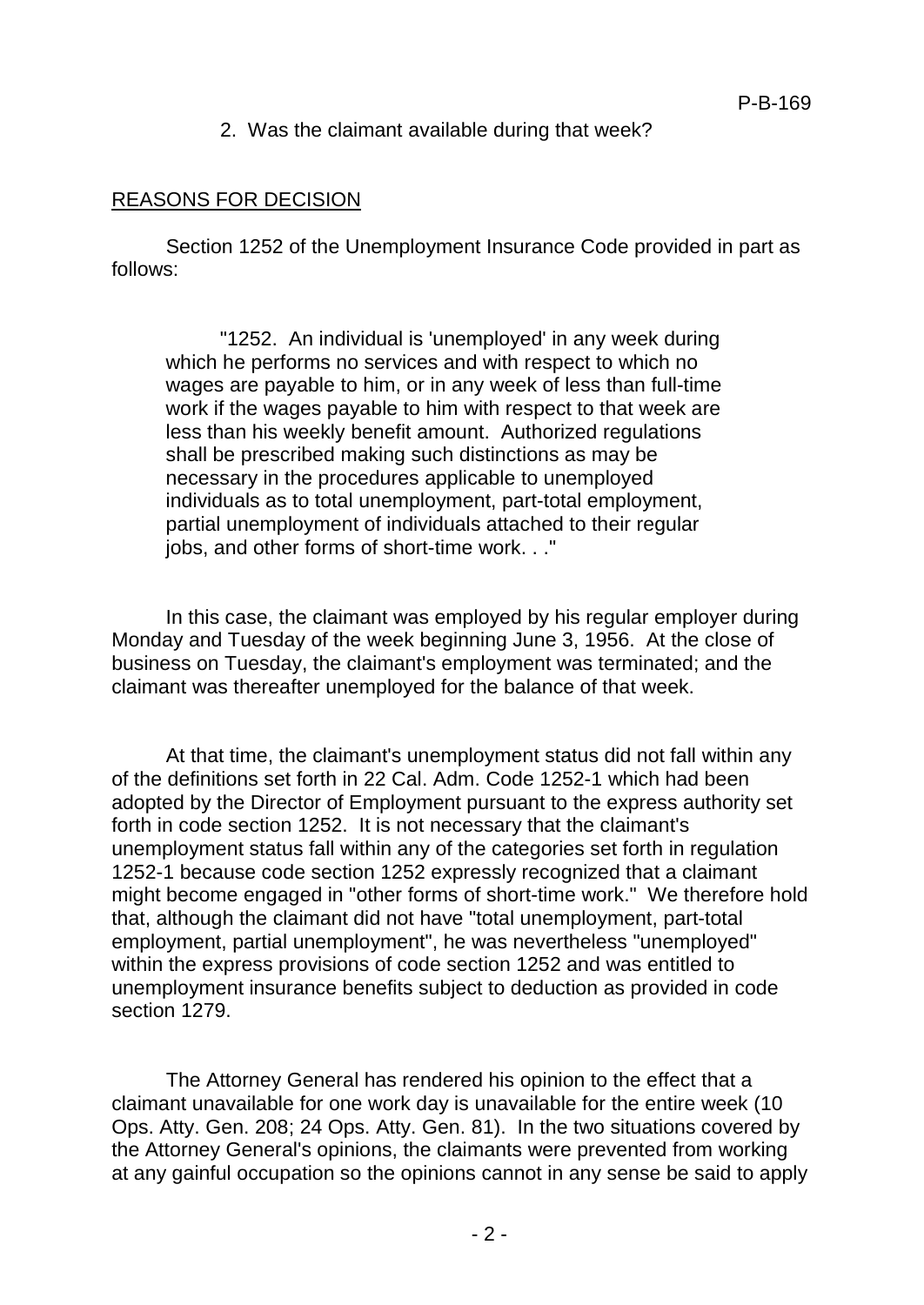2. Was the claimant available during that week?

## REASONS FOR DECISION

Section 1252 of the Unemployment Insurance Code provided in part as follows:

> "1252. An individual is 'unemployed' in any week during which he performs no services and with respect to which no wages are payable to him, or in any week of less than full-time work if the wages payable to him with respect to that week are less than his weekly benefit amount. Authorized regulations shall be prescribed making such distinctions as may be necessary in the procedures applicable to unemployed individuals as to total unemployment, part-total employment, partial unemployment of individuals attached to their regular jobs, and other forms of short-time work. . ."

In this case, the claimant was employed by his regular employer during Monday and Tuesday of the week beginning June 3, 1956. At the close of business on Tuesday, the claimant's employment was terminated; and the claimant was thereafter unemployed for the balance of that week.

At that time, the claimant's unemployment status did not fall within any of the definitions set forth in 22 Cal. Adm. Code 1252-1 which had been adopted by the Director of Employment pursuant to the express authority set forth in code section 1252. It is not necessary that the claimant's unemployment status fall within any of the categories set forth in regulation 1252-1 because code section 1252 expressly recognized that a claimant might become engaged in "other forms of short-time work." We therefore hold that, although the claimant did not have "total unemployment, part-total employment, partial unemployment", he was nevertheless "unemployed" within the express provisions of code section 1252 and was entitled to unemployment insurance benefits subject to deduction as provided in code section 1279.

The Attorney General has rendered his opinion to the effect that a claimant unavailable for one work day is unavailable for the entire week (10 Ops. Atty. Gen. 208; 24 Ops. Atty. Gen. 81). In the two situations covered by the Attorney General's opinions, the claimants were prevented from working at any gainful occupation so the opinions cannot in any sense be said to apply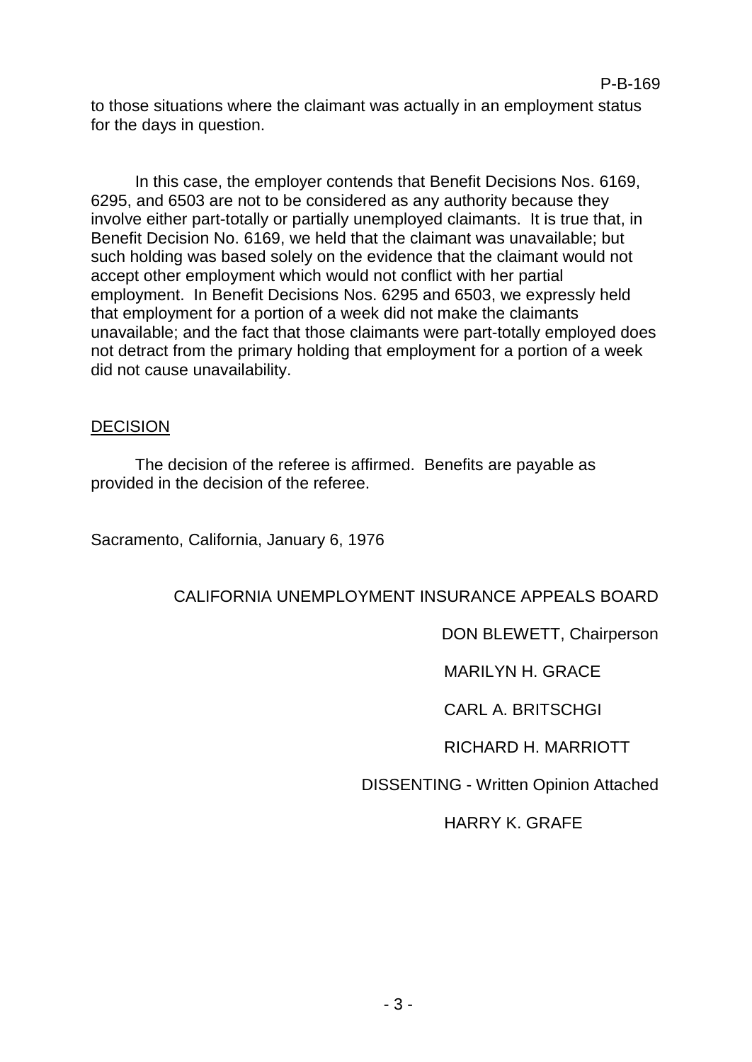to those situations where the claimant was actually in an employment status for the days in question.

In this case, the employer contends that Benefit Decisions Nos. 6169, 6295, and 6503 are not to be considered as any authority because they involve either part-totally or partially unemployed claimants. It is true that, in Benefit Decision No. 6169, we held that the claimant was unavailable; but such holding was based solely on the evidence that the claimant would not accept other employment which would not conflict with her partial employment. In Benefit Decisions Nos. 6295 and 6503, we expressly held that employment for a portion of a week did not make the claimants unavailable; and the fact that those claimants were part-totally employed does not detract from the primary holding that employment for a portion of a week did not cause unavailability.

DECISION

The decision of the referee is affirmed. Benefits are payable as provided in the decision of the referee.

Sacramento, California, January 6, 1976

CALIFORNIA UNEMPLOYMENT INSURANCE APPEALS BOARD

DON BLEWETT, Chairperson

MARILYN H. GRACE

CARL A. BRITSCHGI

RICHARD H. MARRIOTT

DISSENTING - Written Opinion Attached

HARRY K. GRAFE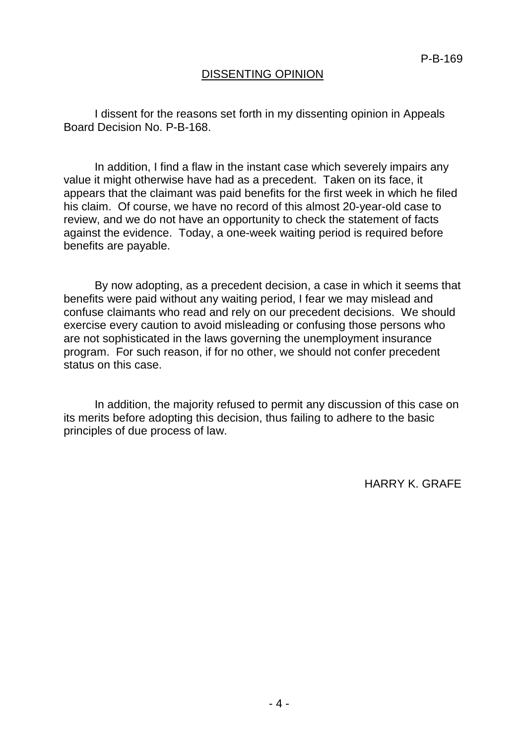## DISSENTING OPINION

I dissent for the reasons set forth in my dissenting opinion in Appeals Board Decision No. P-B-168.

In addition, I find a flaw in the instant case which severely impairs any value it might otherwise have had as a precedent. Taken on its face, it appears that the claimant was paid benefits for the first week in which he filed his claim. Of course, we have no record of this almost 20-year-old case to review, and we do not have an opportunity to check the statement of facts against the evidence. Today, a one-week waiting period is required before benefits are payable.

By now adopting, as a precedent decision, a case in which it seems that benefits were paid without any waiting period, I fear we may mislead and confuse claimants who read and rely on our precedent decisions. We should exercise every caution to avoid misleading or confusing those persons who are not sophisticated in the laws governing the unemployment insurance program. For such reason, if for no other, we should not confer precedent status on this case.

In addition, the majority refused to permit any discussion of this case on its merits before adopting this decision, thus failing to adhere to the basic principles of due process of law.

HARRY K. GRAFE